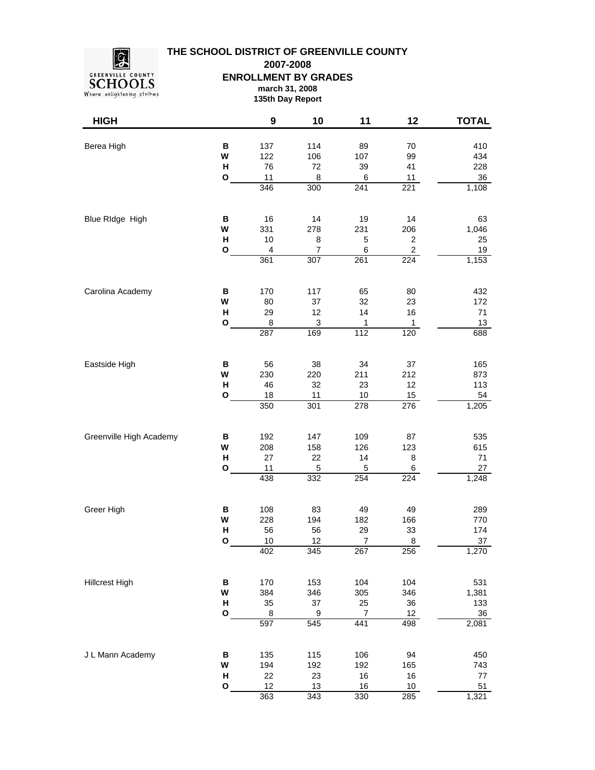# THE SCHOOL DISTRICT OF GREENVILLE COUNTY

## 2007-2008

## ENROLLMENT BY GRADES

**march 31, 2008**

**135th Day Report**

| HIGH | | 9 | 10 | 11 | 12 | TOTAL |
|---|---|---|---|---|---|---|
| Berea High | B | 137 | 114 | 89 | 70 | 410 |
| | W | 122 | 106 | 107 | 99 | 434 |
| | H | 76 | 72 | 39 | 41 | 228 |
| | O | 11 | 8 | 6 | 11 | 36 |
| | | 346 | 300 | 241 | 221 | 1,108 |
| Blue RIdge High | B | 16 | 14 | 19 | 14 | 63 |
| | W | 331 | 278 | 231 | 206 | 1,046 |
| | H | 10 | 8 | 5 | 2 | 25 |
| | O | 4 | 7 | 6 | 2 | 19 |
| | | 361 | 307 | 261 | 224 | 1,153 |
| Carolina Academy | B | 170 | 117 | 65 | 80 | 432 |
| | W | 80 | 37 | 32 | 23 | 172 |
| | H | 29 | 12 | 14 | 16 | 71 |
| | O | 8 | 3 | 1 | 1 | 13 |
| | | 287 | 169 | 112 | 120 | 688 |
| Eastside High | B | 56 | 38 | 34 | 37 | 165 |
| | W | 230 | 220 | 211 | 212 | 873 |
| | H | 46 | 32 | 23 | 12 | 113 |
| | O | 18 | 11 | 10 | 15 | 54 |
| | | 350 | 301 | 278 | 276 | 1,205 |
| Greenville High Academy | B | 192 | 147 | 109 | 87 | 535 |
| | W | 208 | 158 | 126 | 123 | 615 |
| | H | 27 | 22 | 14 | 8 | 71 |
| | O | 11 | 5 | 5 | 6 | 27 |
| | | 438 | 332 | 254 | 224 | 1,248 |
| Greer High | B | 108 | 83 | 49 | 49 | 289 |
| | W | 228 | 194 | 182 | 166 | 770 |
| | H | 56 | 56 | 29 | 33 | 174 |
| | O | 10 | 12 | 7 | 8 | 37 |
| | | 402 | 345 | 267 | 256 | 1,270 |
| Hillcrest High | B | 170 | 153 | 104 | 104 | 531 |
| | W | 384 | 346 | 305 | 346 | 1,381 |
| | H | 35 | 37 | 25 | 36 | 133 |
| | O | 8 | 9 | 7 | 12 | 36 |
| | | 597 | 545 | 441 | 498 | 2,081 |
| J L Mann Academy | B | 135 | 115 | 106 | 94 | 450 |
| | W | 194 | 192 | 192 | 165 | 743 |
| | H | 22 | 23 | 16 | 16 | 77 |
| | O | 12 | 13 | 16 | 10 | 51 |
| | | 363 | 343 | 330 | 285 | 1,321 |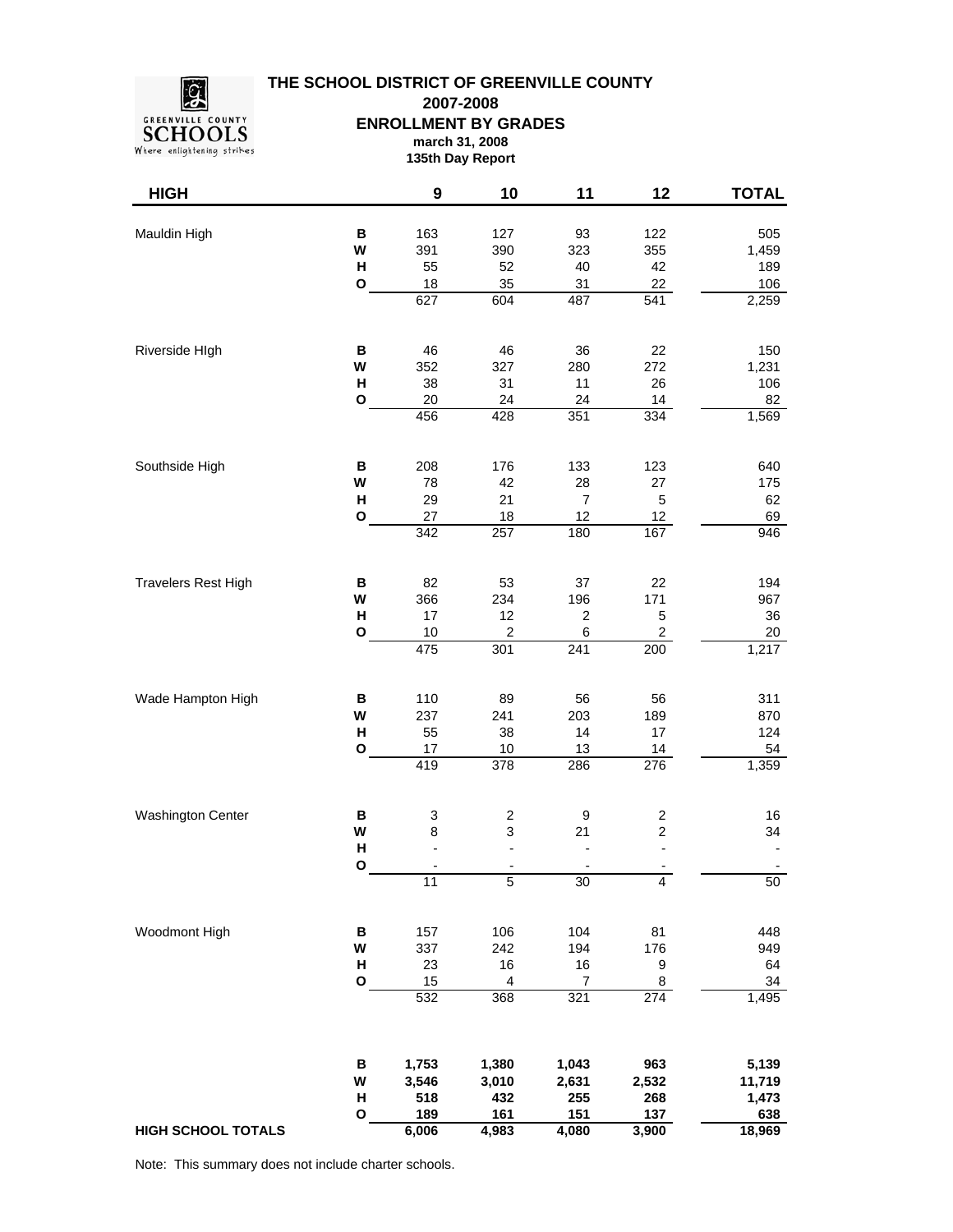**THE SCHOOL DISTRICT OF GREENVILLE COUNTY**

**2007-2008**

**ENROLLMENT BY GRADES**

**march 31, 2008**

**135th Day Report**

| HIGH | | 9 | 10 | 11 | 12 | TOTAL |
|---|---|---|---|---|---|---|
| Mauldin High | B | 163 | 127 | 93 | 122 | 505 |
| | W | 391 | 390 | 323 | 355 | 1,459 |
| | H | 55 | 52 | 40 | 42 | 189 |
| | O | 18 | 35 | 31 | 22 | 106 |
| | | 627 | 604 | 487 | 541 | 2,259 |
| Riverside HIgh | B | 46 | 46 | 36 | 22 | 150 |
| | W | 352 | 327 | 280 | 272 | 1,231 |
| | H | 38 | 31 | 11 | 26 | 106 |
| | O | 20 | 24 | 24 | 14 | 82 |
| | | 456 | 428 | 351 | 334 | 1,569 |
| Southside High | B | 208 | 176 | 133 | 123 | 640 |
| | W | 78 | 42 | 28 | 27 | 175 |
| | H | 29 | 21 | 7 | 5 | 62 |
| | O | 27 | 18 | 12 | 12 | 69 |
| | | 342 | 257 | 180 | 167 | 946 |
| Travelers Rest High | B | 82 | 53 | 37 | 22 | 194 |
| | W | 366 | 234 | 196 | 171 | 967 |
| | H | 17 | 12 | 2 | 5 | 36 |
| | O | 10 | 2 | 6 | 2 | 20 |
| | | 475 | 301 | 241 | 200 | 1,217 |
| Wade Hampton High | B | 110 | 89 | 56 | 56 | 311 |
| | W | 237 | 241 | 203 | 189 | 870 |
| | H | 55 | 38 | 14 | 17 | 124 |
| | O | 17 | 10 | 13 | 14 | 54 |
| | | 419 | 378 | 286 | 276 | 1,359 |
| Washington Center | B | 3 | 2 | 9 | 2 | 16 |
| | W | 8 | 3 | 21 | 2 | 34 |
| | H | - | - | - | - | - |
| | O | - | - | - | - | - |
| | | 11 | 5 | 30 | 4 | 50 |
| Woodmont High | B | 157 | 106 | 104 | 81 | 448 |
| | W | 337 | 242 | 194 | 176 | 949 |
| | H | 23 | 16 | 16 | 9 | 64 |
| | O | 15 | 4 | 7 | 8 | 34 |
| | | 532 | 368 | 321 | 274 | 1,495 |
| | **B** | **1,753** | **1,380** | **1,043** | **963** | **5,139** |
| | **W** | **3,546** | **3,010** | **2,631** | **2,532** | **11,719** |
| | **H** | **518** | **432** | **255** | **268** | **1,473** |
| | **O** | **189** | **161** | **151** | **137** | **638** |
| **HIGH SCHOOL TOTALS** | | **6,006** | **4,983** | **4,080** | **3,900** | **18,969** |

Note: This summary does not include charter schools.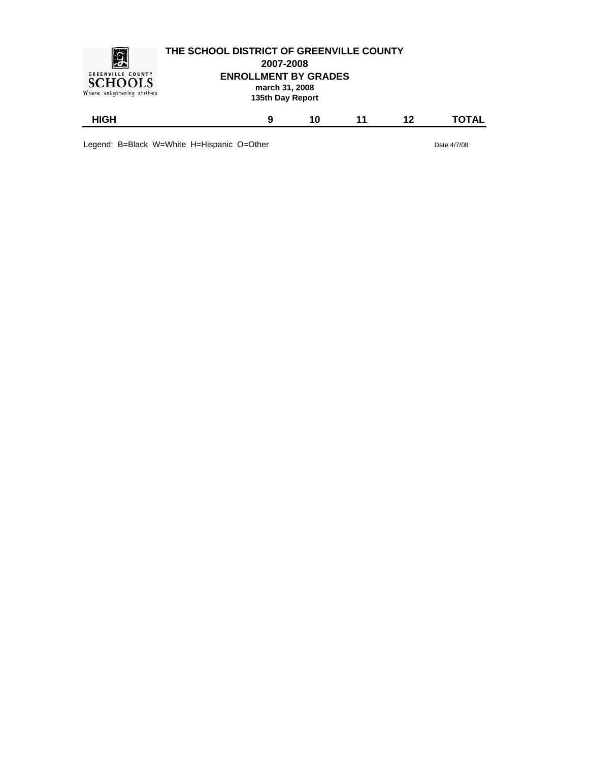# THE SCHOOL DISTRICT OF GREENVILLE COUNTY

## 2007-2008

## ENROLLMENT BY GRADES

**march 31, 2008**

**135th Day Report**

| HIGH | 9 | 10 | 11 | 12 | TOTAL |
|---|---|---|---|---|---|

Legend: B=Black W=White H=Hispanic O=Other

Date 4/7/08